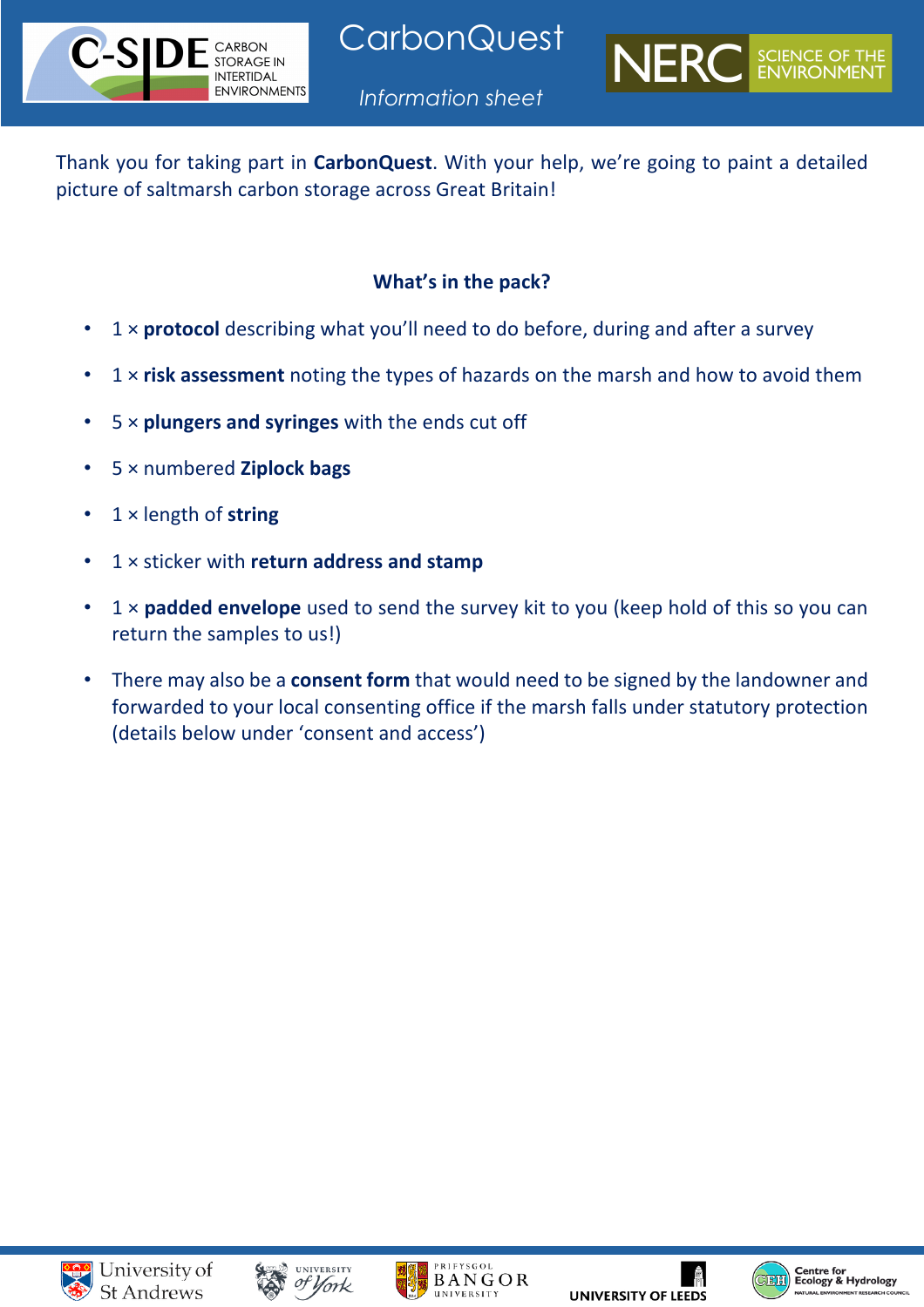# CarbonQuest

*Information sheet*

Thank you for taking part in **CarbonQuest**. With your help, we're going to paint a detailed picture of saltmarsh carbon storage across Great Britain!

### What's in the pack?

- 1 × **protocol** describing what you'll need to do before, during and after a survey
- 1 × **risk assessment** noting the types of hazards on the marsh and how to avoid them
- 5 × **plungers and syringes** with the ends cut off
- 5 × numbered **Ziplock bags**
- 1 × length of **string**
- 1 × sticker with **return address and stamp**
- 1 × **padded envelope** used to send the survey kit to you (keep hold of this so you can return the samples to us!)
- There may also be a **consent form** that would need to be signed by the landowner and forwarded to your local consenting office if the marsh falls under statutory protection (details below under 'consent and access')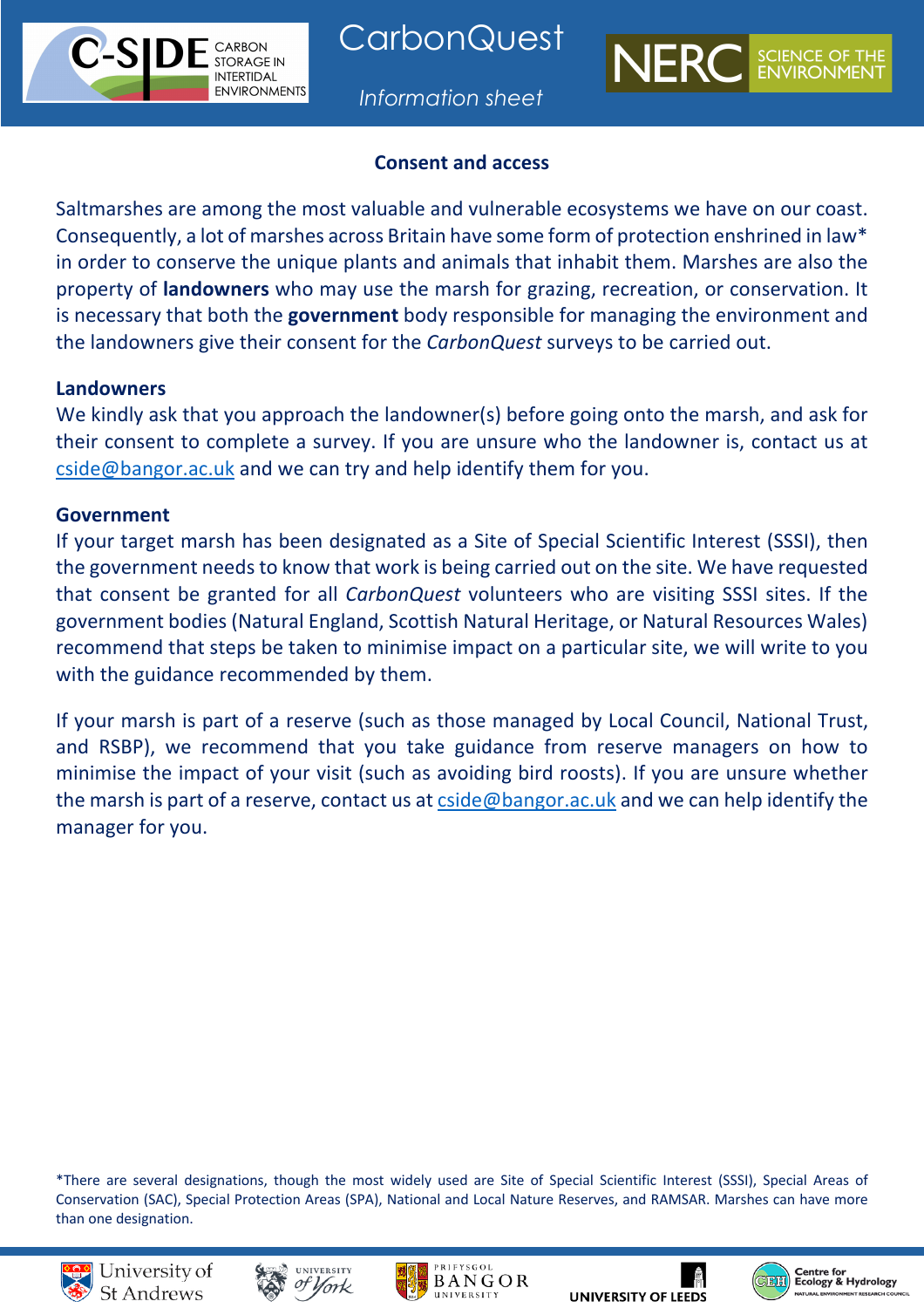# CarbonQuest

*Information sheet*

## Consent and access

Saltmarshes are among the most valuable and vulnerable ecosystems we have on our coast. Consequently, a lot of marshes across Britain have some form of protection enshrined in law* in order to conserve the unique plants and animals that inhabit them. Marshes are also the property of **landowners** who may use the marsh for grazing, recreation, or conservation. It is necessary that both the **government** body responsible for managing the environment and the landowners give their consent for the *CarbonQuest* surveys to be carried out.

### Landowners

We kindly ask that you approach the landowner(s) before going onto the marsh, and ask for their consent to complete a survey. If you are unsure who the landowner is, contact us at cside@bangor.ac.uk and we can try and help identify them for you.

### Government

If your target marsh has been designated as a Site of Special Scientific Interest (SSSI), then the government needs to know that work is being carried out on the site. We have requested that consent be granted for all *CarbonQuest* volunteers who are visiting SSSI sites. If the government bodies (Natural England, Scottish Natural Heritage, or Natural Resources Wales) recommend that steps be taken to minimise impact on a particular site, we will write to you with the guidance recommended by them.

If your marsh is part of a reserve (such as those managed by Local Council, National Trust, and RSBP), we recommend that you take guidance from reserve managers on how to minimise the impact of your visit (such as avoiding bird roosts). If you are unsure whether the marsh is part of a reserve, contact us at cside@bangor.ac.uk and we can help identify the manager for you.

*There are several designations, though the most widely used are Site of Special Scientific Interest (SSSI), Special Areas of Conservation (SAC), Special Protection Areas (SPA), National and Local Nature Reserves, and RAMSAR. Marshes can have more than one designation.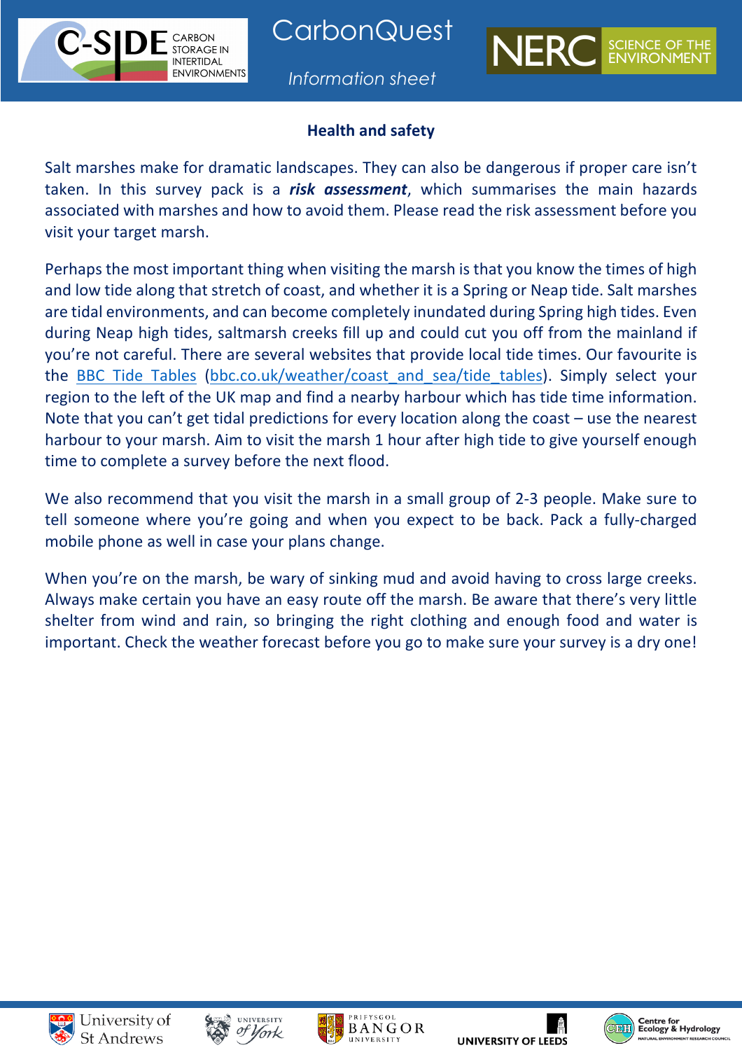## Health and safety

Salt marshes make for dramatic landscapes. They can also be dangerous if proper care isn't taken. In this survey pack is a ***risk assessment***, which summarises the main hazards associated with marshes and how to avoid them. Please read the risk assessment before you visit your target marsh.

Perhaps the most important thing when visiting the marsh is that you know the times of high and low tide along that stretch of coast, and whether it is a Spring or Neap tide. Salt marshes are tidal environments, and can become completely inundated during Spring high tides. Even during Neap high tides, saltmarsh creeks fill up and could cut you off from the mainland if you're not careful. There are several websites that provide local tide times. Our favourite is the [BBC Tide Tables](bbc.co.uk/weather/coast_and_sea/tide_tables) (bbc.co.uk/weather/coast_and_sea/tide_tables). Simply select your region to the left of the UK map and find a nearby harbour which has tide time information. Note that you can't get tidal predictions for every location along the coast – use the nearest harbour to your marsh. Aim to visit the marsh 1 hour after high tide to give yourself enough time to complete a survey before the next flood.

We also recommend that you visit the marsh in a small group of 2-3 people. Make sure to tell someone where you're going and when you expect to be back. Pack a fully-charged mobile phone as well in case your plans change.

When you're on the marsh, be wary of sinking mud and avoid having to cross large creeks. Always make certain you have an easy route off the marsh. Be aware that there's very little shelter from wind and rain, so bringing the right clothing and enough food and water is important. Check the weather forecast before you go to make sure your survey is a dry one!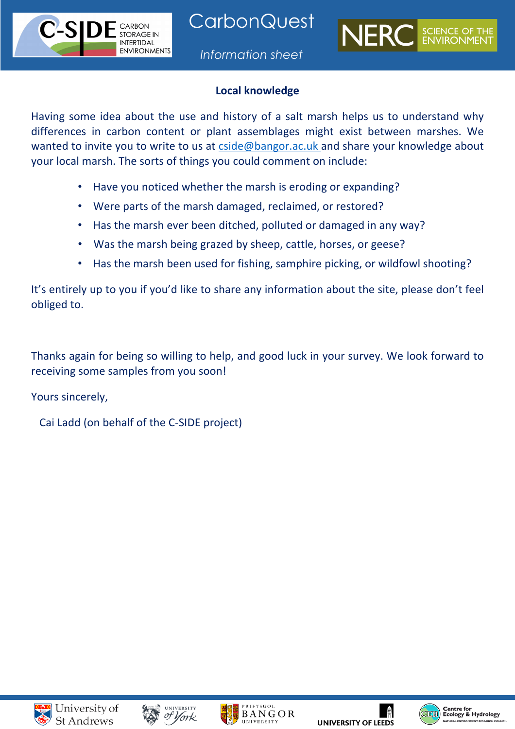## Local knowledge

Having some idea about the use and history of a salt marsh helps us to understand why differences in carbon content or plant assemblages might exist between marshes. We wanted to invite you to write to us at cside@bangor.ac.uk and share your knowledge about your local marsh. The sorts of things you could comment on include:

- Have you noticed whether the marsh is eroding or expanding?
- Were parts of the marsh damaged, reclaimed, or restored?
- Has the marsh ever been ditched, polluted or damaged in any way?
- Was the marsh being grazed by sheep, cattle, horses, or geese?
- Has the marsh been used for fishing, samphire picking, or wildfowl shooting?

It's entirely up to you if you'd like to share any information about the site, please don't feel obliged to.

Thanks again for being so willing to help, and good luck in your survey. We look forward to receiving some samples from you soon!

Yours sincerely,

Cai Ladd (on behalf of the C-SIDE project)